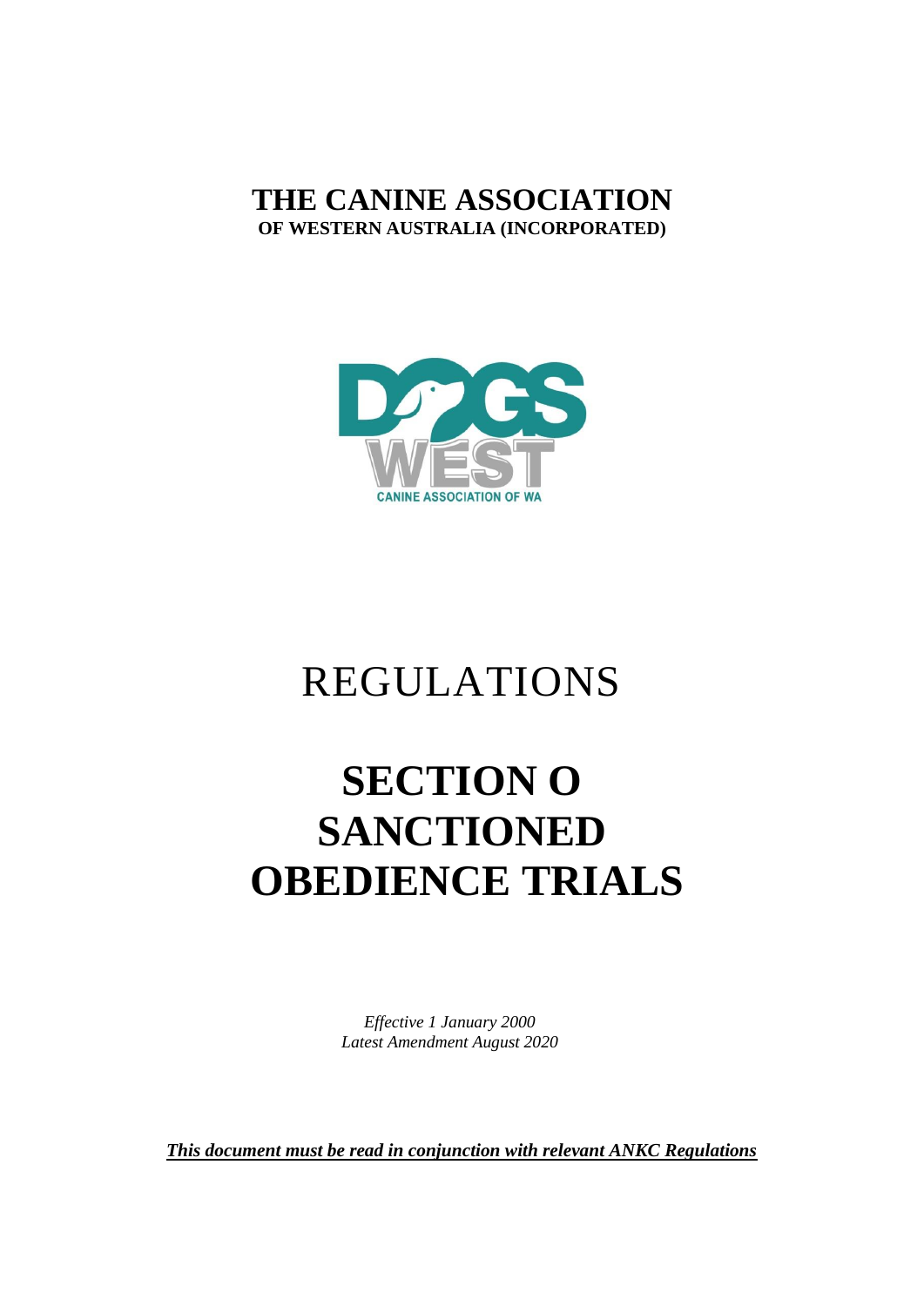# THE CANINE ASSOCIATION

**OF WESTERN AUSTRALIA (INCORPORATED)**

# REGULATIONS

# SECTION O SANCTIONED OBEDIENCE TRIALS

*Effective 1 January 2000*
*Latest Amendment August 2020*

***This document must be read in conjunction with relevant ANKC Regulations***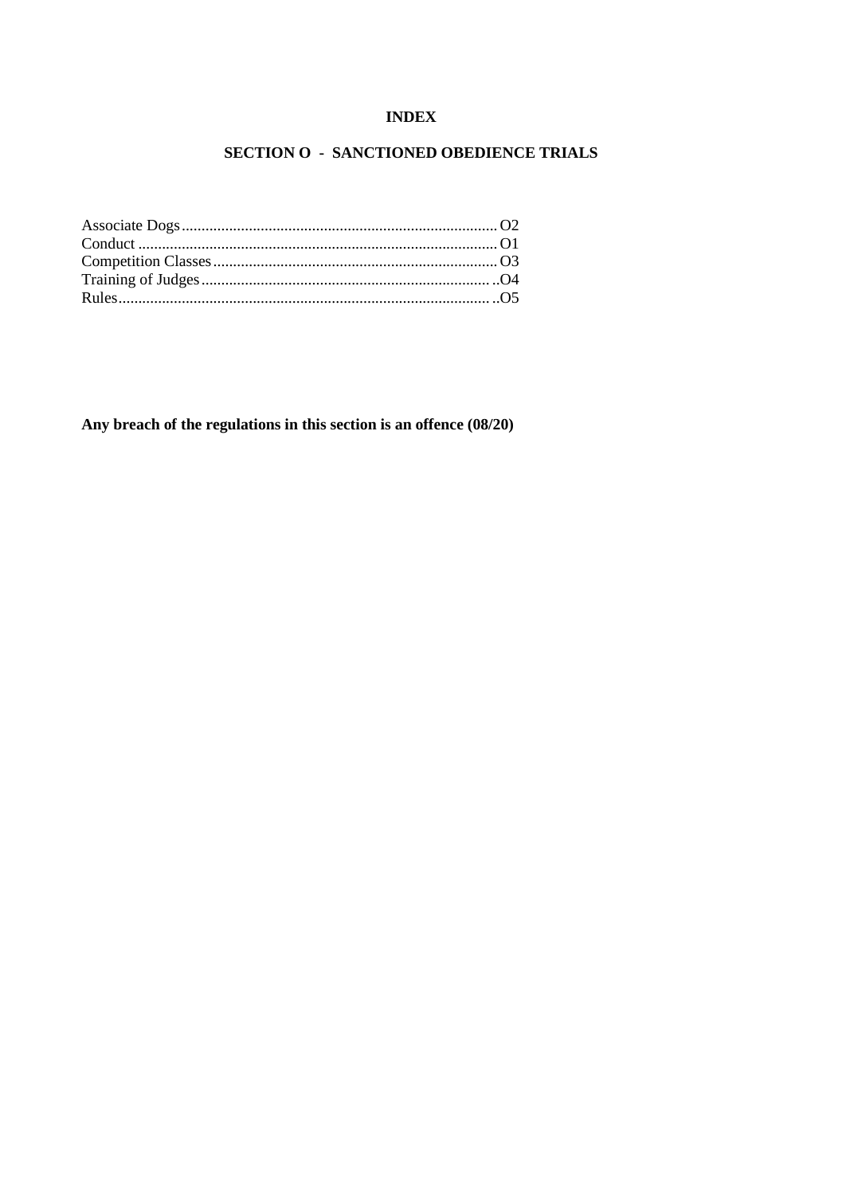# INDEX

## SECTION O - SANCTIONED OBEDIENCE TRIALS

Associate Dogs............................................................................... O2
Conduct .......................................................................................... O1
Competition Classes........................................................................ O3
Training of Judges.......................................................................... ..O4
Rules.............................................................................................. ..O5

**Any breach of the regulations in this section is an offence (08/20)**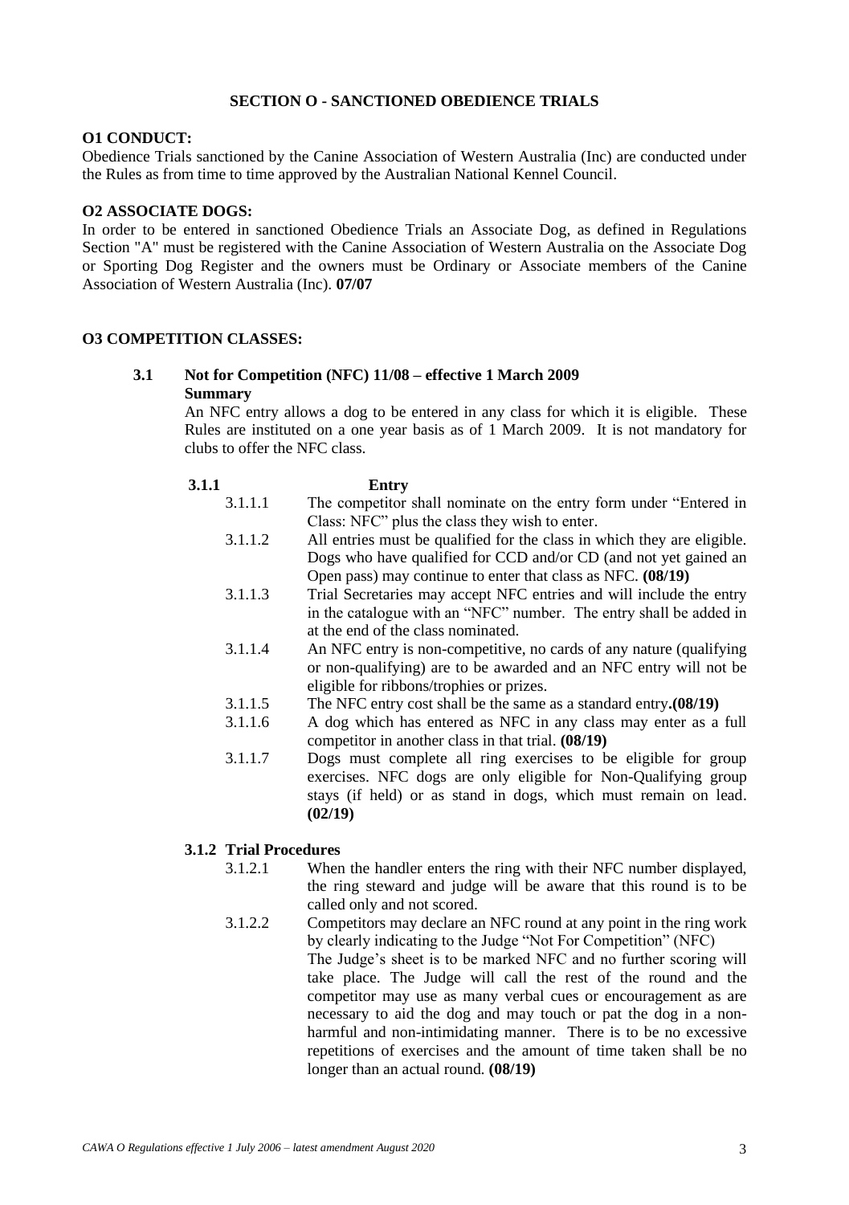## SECTION O - SANCTIONED OBEDIENCE TRIALS

### O1 CONDUCT:

Obedience Trials sanctioned by the Canine Association of Western Australia (Inc) are conducted under the Rules as from time to time approved by the Australian National Kennel Council.

### O2 ASSOCIATE DOGS:

In order to be entered in sanctioned Obedience Trials an Associate Dog, as defined in Regulations Section "A" must be registered with the Canine Association of Western Australia on the Associate Dog or Sporting Dog Register and the owners must be Ordinary or Associate members of the Canine Association of Western Australia (Inc). **07/07**

### O3 COMPETITION CLASSES:

**3.1 Not for Competition (NFC) 11/08 – effective 1 March 2009**
**Summary**

An NFC entry allows a dog to be entered in any class for which it is eligible. These Rules are instituted on a one year basis as of 1 March 2009. It is not mandatory for clubs to offer the NFC class.

**3.1.1 Entry**

3.1.1.1 The competitor shall nominate on the entry form under "Entered in Class: NFC" plus the class they wish to enter.

3.1.1.2 All entries must be qualified for the class in which they are eligible. Dogs who have qualified for CCD and/or CD (and not yet gained an Open pass) may continue to enter that class as NFC. **(08/19)**

3.1.1.3 Trial Secretaries may accept NFC entries and will include the entry in the catalogue with an "NFC" number. The entry shall be added in at the end of the class nominated.

3.1.1.4 An NFC entry is non-competitive, no cards of any nature (qualifying or non-qualifying) are to be awarded and an NFC entry will not be eligible for ribbons/trophies or prizes.

3.1.1.5 The NFC entry cost shall be the same as a standard entry**.(08/19)**

3.1.1.6 A dog which has entered as NFC in any class may enter as a full competitor in another class in that trial. **(08/19)**

3.1.1.7 Dogs must complete all ring exercises to be eligible for group exercises. NFC dogs are only eligible for Non-Qualifying group stays (if held) or as stand in dogs, which must remain on lead. **(02/19)**

**3.1.2 Trial Procedures**

3.1.2.1 When the handler enters the ring with their NFC number displayed, the ring steward and judge will be aware that this round is to be called only and not scored.

3.1.2.2 Competitors may declare an NFC round at any point in the ring work by clearly indicating to the Judge "Not For Competition" (NFC)
The Judge's sheet is to be marked NFC and no further scoring will take place. The Judge will call the rest of the round and the competitor may use as many verbal cues or encouragement as are necessary to aid the dog and may touch or pat the dog in a non-harmful and non-intimidating manner. There is to be no excessive repetitions of exercises and the amount of time taken shall be no longer than an actual round. **(08/19)**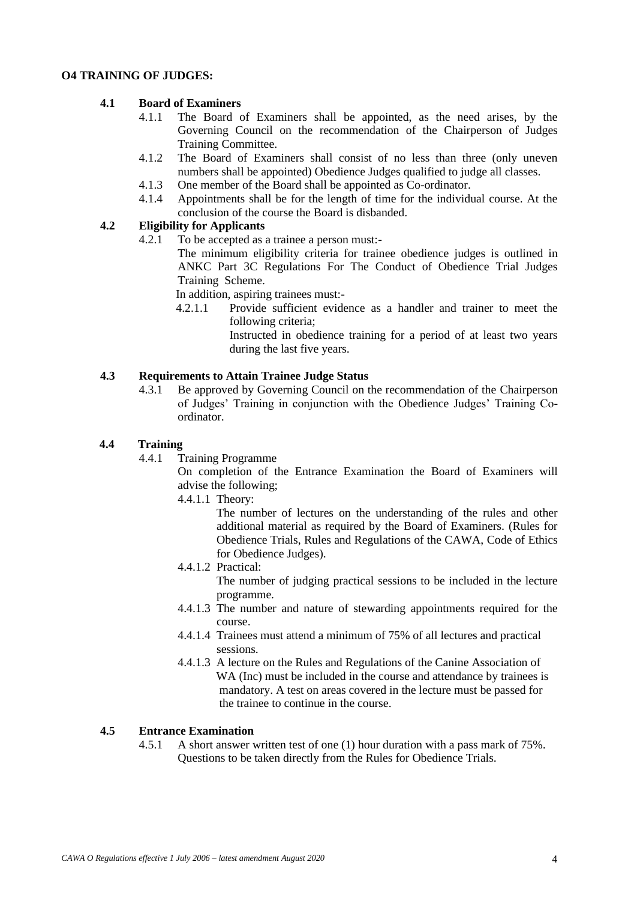## O4 TRAINING OF JUDGES:

### 4.1 Board of Examiners

4.1.1 The Board of Examiners shall be appointed, as the need arises, by the Governing Council on the recommendation of the Chairperson of Judges Training Committee.

4.1.2 The Board of Examiners shall consist of no less than three (only uneven numbers shall be appointed) Obedience Judges qualified to judge all classes.

4.1.3 One member of the Board shall be appointed as Co-ordinator.

4.1.4 Appointments shall be for the length of time for the individual course. At the conclusion of the course the Board is disbanded.

### 4.2 Eligibility for Applicants

4.2.1 To be accepted as a trainee a person must:-

The minimum eligibility criteria for trainee obedience judges is outlined in ANKC Part 3C Regulations For The Conduct of Obedience Trial Judges Training Scheme.

In addition, aspiring trainees must:-

4.2.1.1 Provide sufficient evidence as a handler and trainer to meet the following criteria;

Instructed in obedience training for a period of at least two years during the last five years.

### 4.3 Requirements to Attain Trainee Judge Status

4.3.1 Be approved by Governing Council on the recommendation of the Chairperson of Judges' Training in conjunction with the Obedience Judges' Training Co-ordinator.

### 4.4 Training

4.4.1 Training Programme

On completion of the Entrance Examination the Board of Examiners will advise the following;

4.4.1.1 Theory:

The number of lectures on the understanding of the rules and other additional material as required by the Board of Examiners. (Rules for Obedience Trials, Rules and Regulations of the CAWA, Code of Ethics for Obedience Judges).

4.4.1.2 Practical:

The number of judging practical sessions to be included in the lecture programme.

4.4.1.3 The number and nature of stewarding appointments required for the course.

4.4.1.4 Trainees must attend a minimum of 75% of all lectures and practical sessions.

4.4.1.3 A lecture on the Rules and Regulations of the Canine Association of WA (Inc) must be included in the course and attendance by trainees is mandatory. A test on areas covered in the lecture must be passed for the trainee to continue in the course.

### 4.5 Entrance Examination

4.5.1 A short answer written test of one (1) hour duration with a pass mark of 75%. Questions to be taken directly from the Rules for Obedience Trials.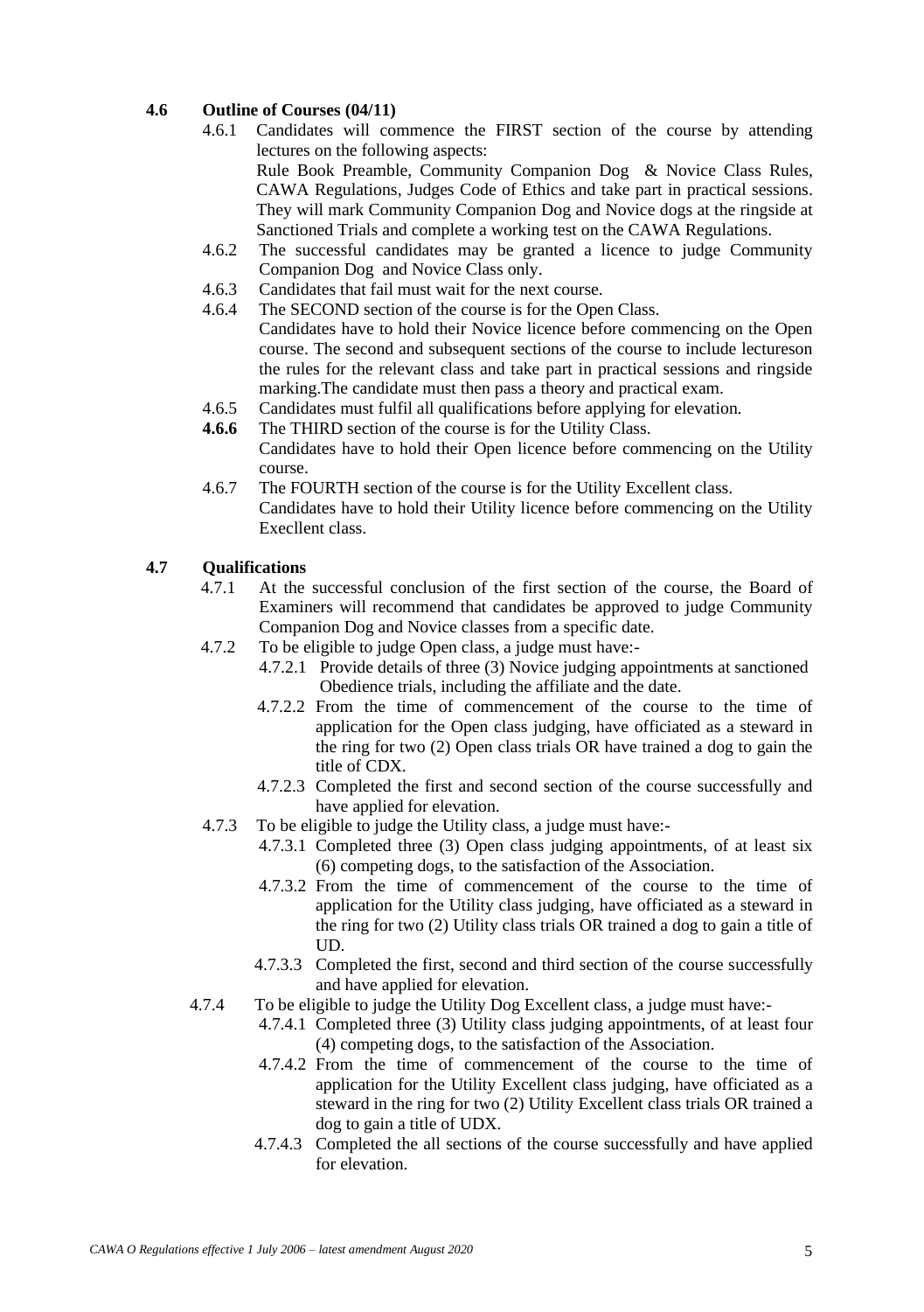## 4.6 Outline of Courses (04/11)

4.6.1 Candidates will commence the FIRST section of the course by attending lectures on the following aspects:
Rule Book Preamble, Community Companion Dog & Novice Class Rules, CAWA Regulations, Judges Code of Ethics and take part in practical sessions. They will mark Community Companion Dog and Novice dogs at the ringside at Sanctioned Trials and complete a working test on the CAWA Regulations.

4.6.2 The successful candidates may be granted a licence to judge Community Companion Dog and Novice Class only.

4.6.3 Candidates that fail must wait for the next course.

4.6.4 The SECOND section of the course is for the Open Class.
Candidates have to hold their Novice licence before commencing on the Open course. The second and subsequent sections of the course to include lectureson the rules for the relevant class and take part in practical sessions and ringside marking.The candidate must then pass a theory and practical exam.

4.6.5 Candidates must fulfil all qualifications before applying for elevation.

**4.6.6** The THIRD section of the course is for the Utility Class.
Candidates have to hold their Open licence before commencing on the Utility course.

4.6.7 The FOURTH section of the course is for the Utility Excellent class.
Candidates have to hold their Utility licence before commencing on the Utility Execllent class.

## 4.7 Qualifications

4.7.1 At the successful conclusion of the first section of the course, the Board of Examiners will recommend that candidates be approved to judge Community Companion Dog and Novice classes from a specific date.

4.7.2 To be eligible to judge Open class, a judge must have:-

- 4.7.2.1 Provide details of three (3) Novice judging appointments at sanctioned Obedience trials, including the affiliate and the date.
- 4.7.2.2 From the time of commencement of the course to the time of application for the Open class judging, have officiated as a steward in the ring for two (2) Open class trials OR have trained a dog to gain the title of CDX.
- 4.7.2.3 Completed the first and second section of the course successfully and have applied for elevation.

4.7.3 To be eligible to judge the Utility class, a judge must have:-

- 4.7.3.1 Completed three (3) Open class judging appointments, of at least six (6) competing dogs, to the satisfaction of the Association.
- 4.7.3.2 From the time of commencement of the course to the time of application for the Utility class judging, have officiated as a steward in the ring for two (2) Utility class trials OR trained a dog to gain a title of UD.
- 4.7.3.3 Completed the first, second and third section of the course successfully and have applied for elevation.

4.7.4 To be eligible to judge the Utility Dog Excellent class, a judge must have:-

- 4.7.4.1 Completed three (3) Utility class judging appointments, of at least four (4) competing dogs, to the satisfaction of the Association.
- 4.7.4.2 From the time of commencement of the course to the time of application for the Utility Excellent class judging, have officiated as a steward in the ring for two (2) Utility Excellent class trials OR trained a dog to gain a title of UDX.
- 4.7.4.3 Completed the all sections of the course successfully and have applied for elevation.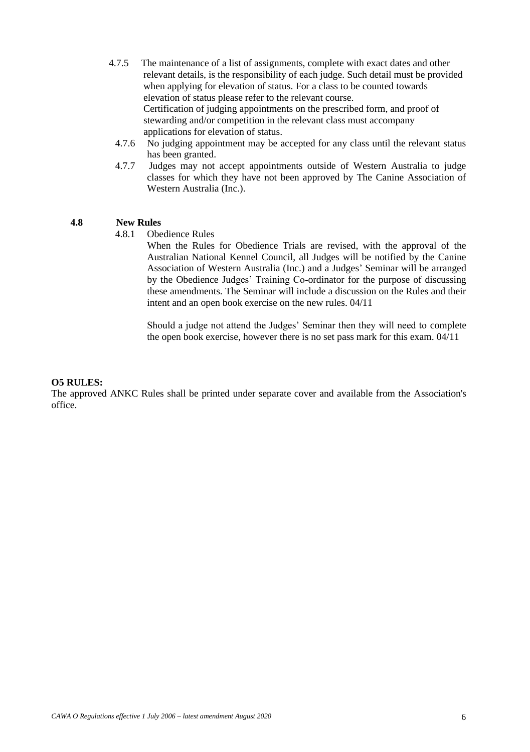4.7.5 The maintenance of a list of assignments, complete with exact dates and other relevant details, is the responsibility of each judge. Such detail must be provided when applying for elevation of status. For a class to be counted towards elevation of status please refer to the relevant course.
Certification of judging appointments on the prescribed form, and proof of stewarding and/or competition in the relevant class must accompany applications for elevation of status.

4.7.6 No judging appointment may be accepted for any class until the relevant status has been granted.

4.7.7 Judges may not accept appointments outside of Western Australia to judge classes for which they have not been approved by The Canine Association of Western Australia (Inc.).

**4.8 New Rules**

4.8.1 Obedience Rules

When the Rules for Obedience Trials are revised, with the approval of the Australian National Kennel Council, all Judges will be notified by the Canine Association of Western Australia (Inc.) and a Judges' Seminar will be arranged by the Obedience Judges' Training Co-ordinator for the purpose of discussing these amendments. The Seminar will include a discussion on the Rules and their intent and an open book exercise on the new rules. 04/11

Should a judge not attend the Judges' Seminar then they will need to complete the open book exercise, however there is no set pass mark for this exam. 04/11

**O5 RULES:**

The approved ANKC Rules shall be printed under separate cover and available from the Association's office.